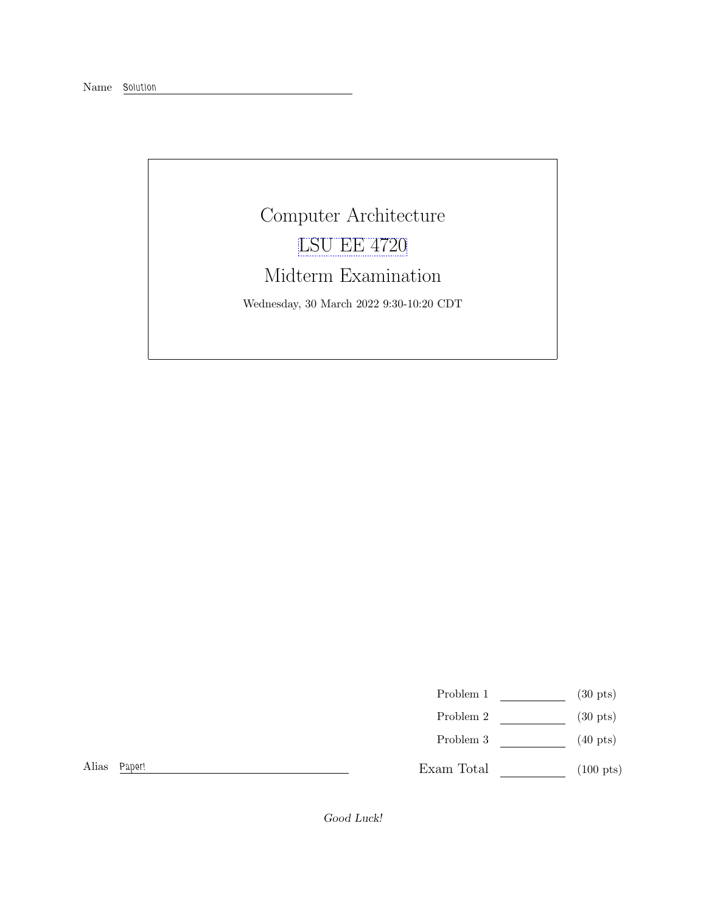Name Solution

# Computer Architecture

## LSU EE 4720

## Midterm Examination

Wednesday, 30 March 2022 9:30-10:20 CDT

| | | |
|---|---|---|
| Problem 1 | | (30 pts) |
| Problem 2 | | (30 pts) |
| Problem 3 | | (40 pts) |
| Exam Total | | (100 pts) |

Alias Paper!

*Good Luck!*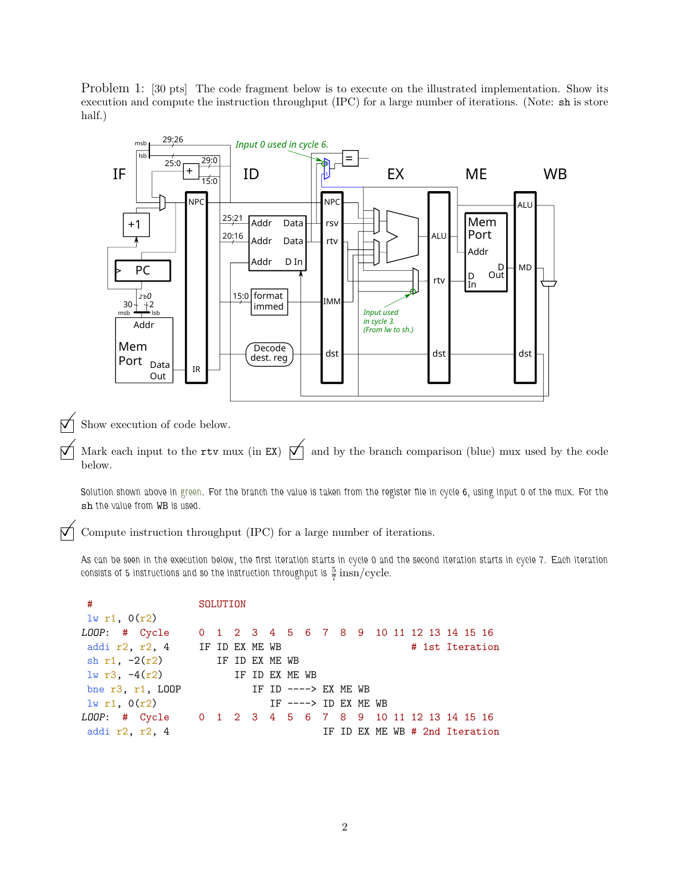Problem 1: [30 pts] The code fragment below is to execute on the illustrated implementation. Show its execution and compute the instruction throughput (IPC) for a large number of iterations. (Note: `sh` is store half.)

☑ Show execution of code below.

☑ Mark each input to the `rtv` mux (in EX) ☑ and by the branch comparison (blue) mux used by the code below.

Solution shown above in green. For the branch the value is taken from the register file in cycle 6, using input 0 of the mux. For the `sh` the value from WB is used.

☑ Compute instruction throughput (IPC) for a large number of iterations.

As can be seen in the execution below, the first iteration starts in cycle 0 and the second iteration starts in cycle 7. Each iteration consists of 5 instructions and so the instruction throughput is $\frac{5}{7}$ insn/cycle.

```
 #                   SOLUTION
 lw r1, 0(r2)
LOOP:  # Cycle       0  1  2  3  4  5  6  7  8  9  10 11 12 13 14 15 16
 addi r2, r2, 4      IF ID EX ME WB                   # 1st Iteration
 sh r1, -2(r2)          IF ID EX ME WB
 lw r3, -4(r2)             IF ID EX ME WB
 bne r3, r1, LOOP             IF ID ----> EX ME WB
 lw r1, 0(r2)                    IF ----> ID EX ME WB
LOOP:  # Cycle       0  1  2  3  4  5  6  7  8  9  10 11 12 13 14 15 16
 addi r2, r2, 4                              IF ID EX ME WB # 2nd Iteration
```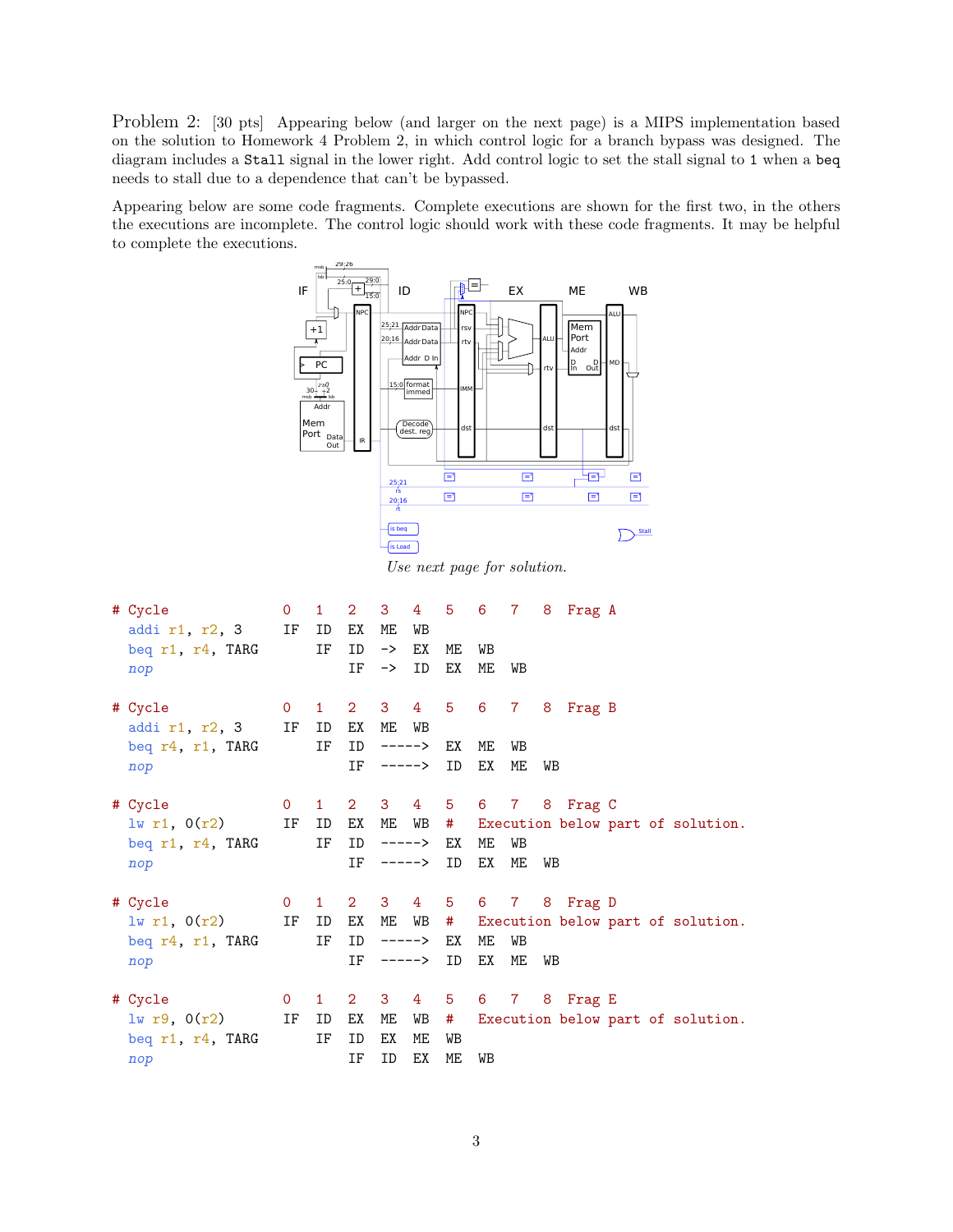Problem 2: [30 pts] Appearing below (and larger on the next page) is a MIPS implementation based on the solution to Homework 4 Problem 2, in which control logic for a branch bypass was designed. The diagram includes a `Stall` signal in the lower right. Add control logic to set the stall signal to 1 when a `beq` needs to stall due to a dependence that can't be bypassed.

Appearing below are some code fragments. Complete executions are shown for the first two, in the others the executions are incomplete. The control logic should work with these code fragments. It may be helpful to complete the executions.

*Use next page for solution.*

```
# Cycle                0   1   2   3   4   5   6   7   8  Frag A
  addi r1, r2, 3       IF  ID  EX  ME  WB
  beq r1, r4, TARG         IF  ID  ->  EX  ME  WB
  nop                          IF  ->  ID  EX  ME  WB

# Cycle                0   1   2   3   4   5   6   7   8  Frag B
  addi r1, r2, 3       IF  ID  EX  ME  WB
  beq r4, r1, TARG         IF  ID  ----->  EX  ME  WB
  nop                          IF  ----->  ID  EX  ME  WB

# Cycle                0   1   2   3   4   5   6   7   8  Frag C
  lw r1, 0(r2)         IF  ID  EX  ME  WB  #   Execution below part of solution.
  beq r1, r4, TARG         IF  ID  ----->  EX  ME  WB
  nop                          IF  ----->  ID  EX  ME  WB

# Cycle                0   1   2   3   4   5   6   7   8  Frag D
  lw r1, 0(r2)         IF  ID  EX  ME  WB  #   Execution below part of solution.
  beq r4, r1, TARG         IF  ID  ----->  EX  ME  WB
  nop                          IF  ----->  ID  EX  ME  WB

# Cycle                0   1   2   3   4   5   6   7   8  Frag E
  lw r9, 0(r2)         IF  ID  EX  ME  WB  #   Execution below part of solution.
  beq r1, r4, TARG         IF  ID  EX  ME  WB
  nop                          IF  ID  EX  ME  WB
```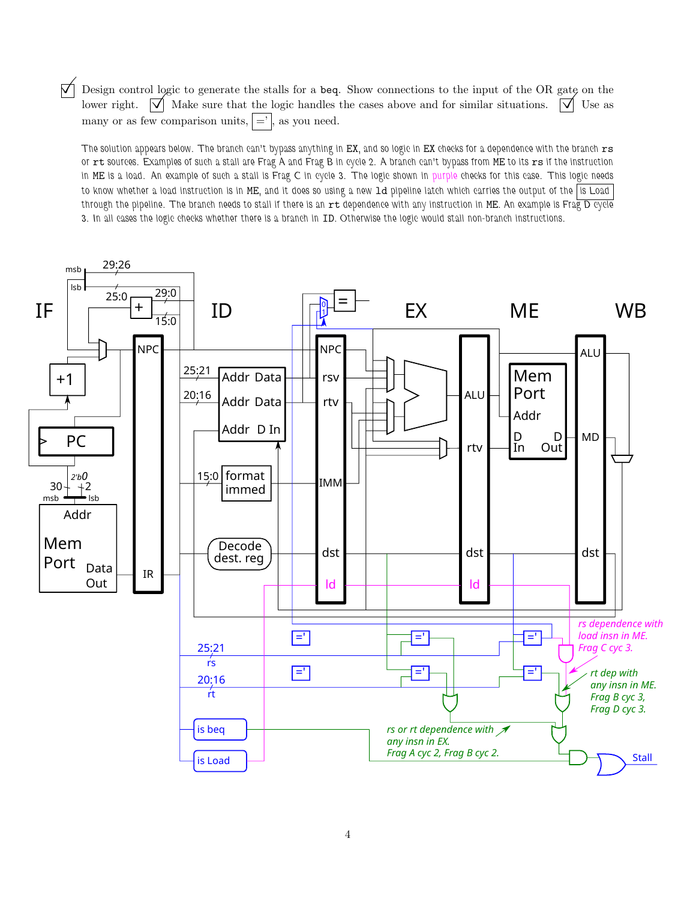☑ Design control logic to generate the stalls for a `beq`. Show connections to the input of the OR gate on the lower right. ☑ Make sure that the logic handles the cases above and for similar situations. ☑ Use as many or as few comparison units, =', as you need.

The solution appears below. The branch can't bypass anything in EX, and so logic in EX checks for a dependence with the branch `rs` or `rt` sources. Examples of such a stall are Frag A and Frag B in cycle 2. A branch can't bypass from ME to its `rs` if the instruction in ME is a load. An example of such a stall is Frag C in cycle 3. The logic shown in purple checks for this case. This logic needs to know whether a load instruction is in ME, and it does so using a new `ld` pipeline latch which carries the output of the is Load through the pipeline. The branch needs to stall if there is an `rt` dependence with any instruction in ME. An example is Frag D cycle 3. In all cases the logic checks whether there is a branch in ID. Otherwise the logic would stall non-branch instructions.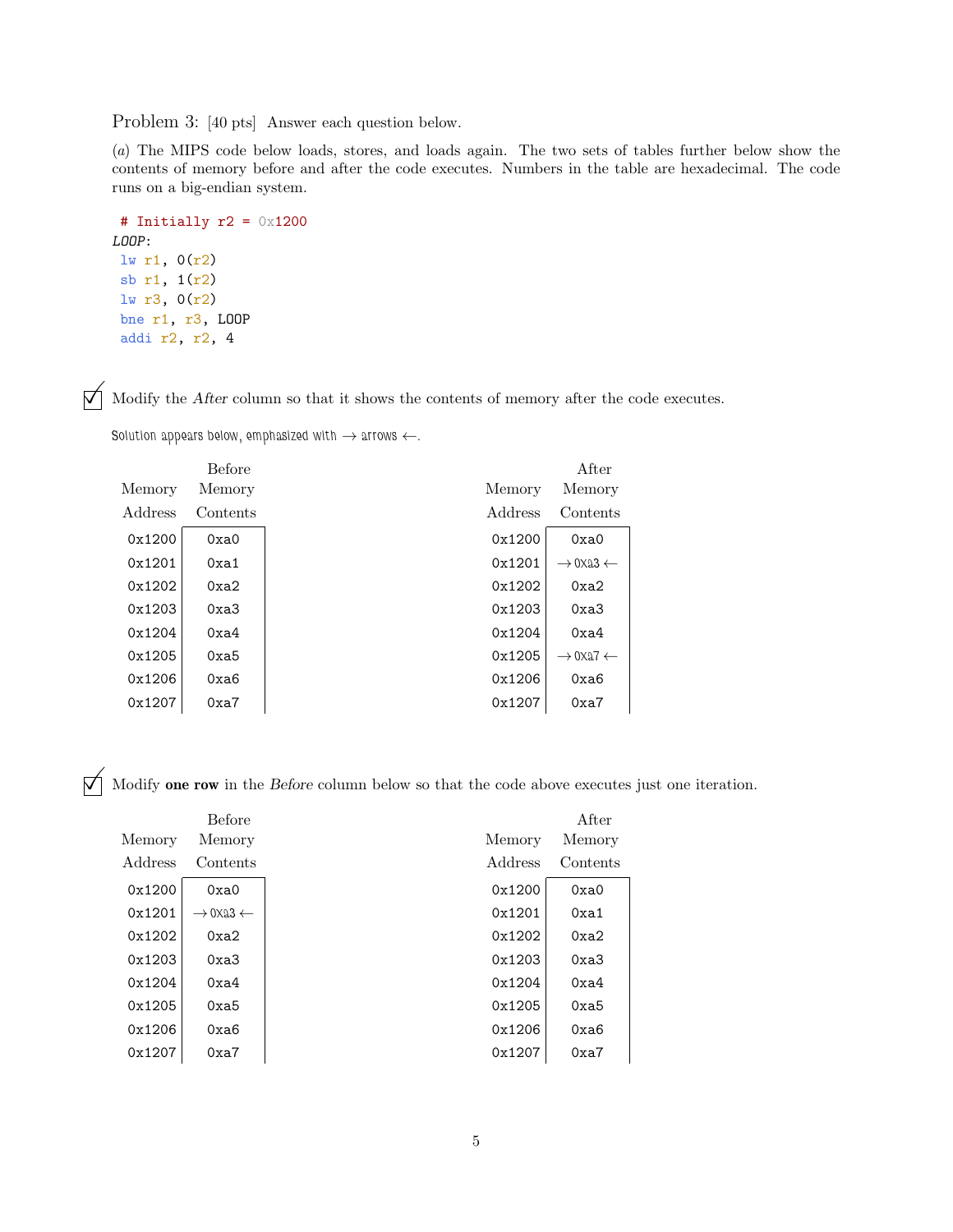Problem 3: [40 pts] Answer each question below.

(*a*) The MIPS code below loads, stores, and loads again. The two sets of tables further below show the contents of memory before and after the code executes. Numbers in the table are hexadecimal. The code runs on a big-endian system.

```
 # Initially r2 = 0x1200
LOOP:
 lw r1, 0(r2)
 sb r1, 1(r2)
 lw r3, 0(r2)
 bne r1, r3, LOOP
 addi r2, r2, 4
```

☑ Modify the *After* column so that it shows the contents of memory after the code executes.

Solution appears below, emphasized with → arrows ←.

| Memory Address | Before Memory Contents | | Memory Address | After Memory Contents |
|---|---|---|---|---|
| 0x1200 | 0xa0 | | 0x1200 | 0xa0 |
| 0x1201 | 0xa1 | | 0x1201 | → 0xa3 ← |
| 0x1202 | 0xa2 | | 0x1202 | 0xa2 |
| 0x1203 | 0xa3 | | 0x1203 | 0xa3 |
| 0x1204 | 0xa4 | | 0x1204 | 0xa4 |
| 0x1205 | 0xa5 | | 0x1205 | → 0xa7 ← |
| 0x1206 | 0xa6 | | 0x1206 | 0xa6 |
| 0x1207 | 0xa7 | | 0x1207 | 0xa7 |

☑ Modify **one row** in the *Before* column below so that the code above executes just one iteration.

| Memory Address | Before Memory Contents | | Memory Address | After Memory Contents |
|---|---|---|---|---|
| 0x1200 | 0xa0 | | 0x1200 | 0xa0 |
| 0x1201 | → 0xa3 ← | | 0x1201 | 0xa1 |
| 0x1202 | 0xa2 | | 0x1202 | 0xa2 |
| 0x1203 | 0xa3 | | 0x1203 | 0xa3 |
| 0x1204 | 0xa4 | | 0x1204 | 0xa4 |
| 0x1205 | 0xa5 | | 0x1205 | 0xa5 |
| 0x1206 | 0xa6 | | 0x1206 | 0xa6 |
| 0x1207 | 0xa7 | | 0x1207 | 0xa7 |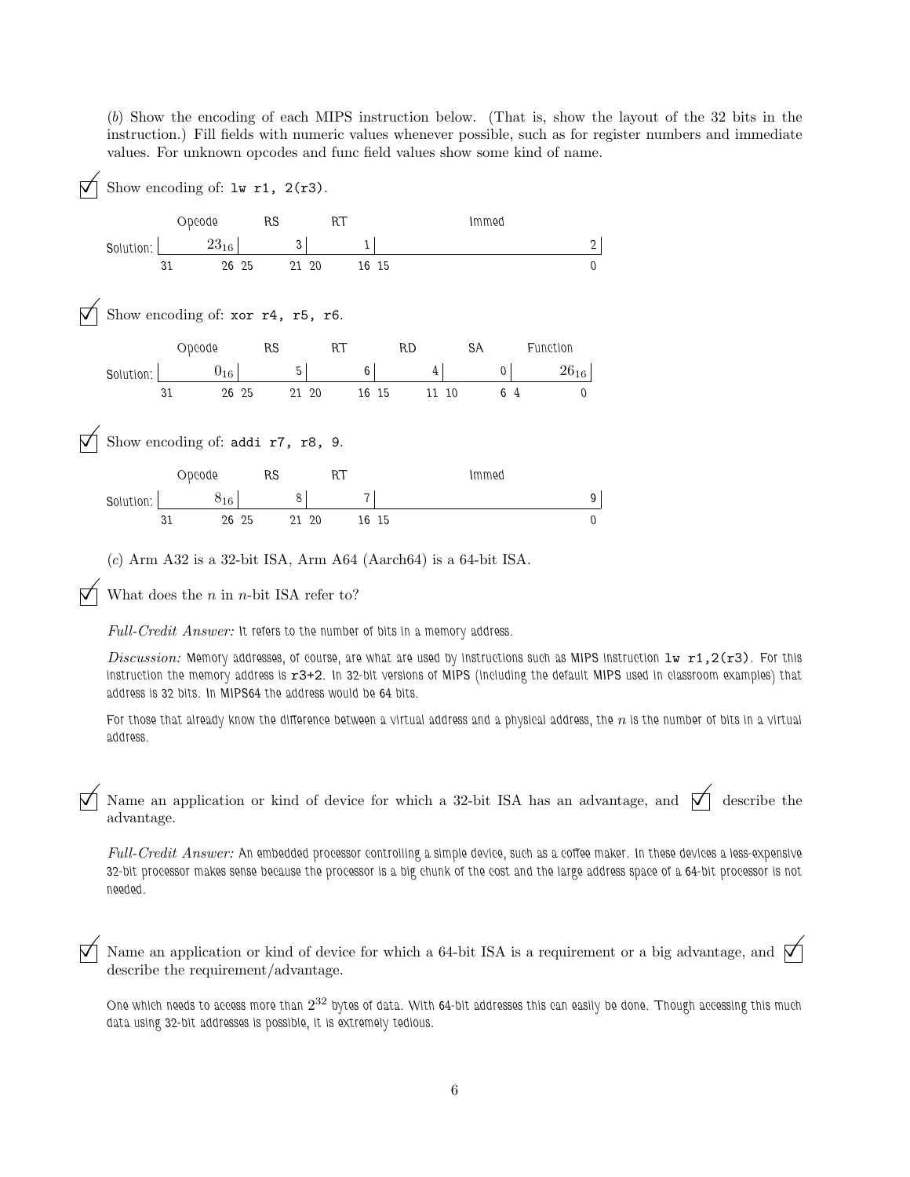(*b*) Show the encoding of each MIPS instruction below. (That is, show the layout of the 32 bits in the instruction.) Fill fields with numeric values whenever possible, such as for register numbers and immediate values. For unknown opcodes and func field values show some kind of name.

☑ Show encoding of: `lw r1, 2(r3)`.

Solution:

| | Opcode | RS | RT | Immed |
|---|---|---|---|---|
| Value | $23_{16}$ | 3 | 1 | 2 |
| Bits | 31–26 | 25–21 | 20–16 | 15–0 |

☑ Show encoding of: `xor r4, r5, r6`.

Solution:

| | Opcode | RS | RT | RD | SA | Function |
|---|---|---|---|---|---|---|
| Value | $0_{16}$ | 5 | 6 | 4 | 0 | $26_{16}$ |
| Bits | 31–26 | 25–21 | 20–16 | 15–11 | 10–6 | 4–0 |

☑ Show encoding of: `addi r7, r8, 9`.

Solution:

| | Opcode | RS | RT | Immed |
|---|---|---|---|---|
| Value | $8_{16}$ | 8 | 7 | 9 |
| Bits | 31–26 | 25–21 | 20–16 | 15–0 |

(*c*) Arm A32 is a 32-bit ISA, Arm A64 (Aarch64) is a 64-bit ISA.

☑ What does the $n$ in $n$-bit ISA refer to?

*Full-Credit Answer:* It refers to the number of bits in a memory address.

*Discussion:* Memory addresses, of course, are what are used by instructions such as MIPS instruction `lw r1,2(r3)`. For this instruction the memory address is `r3+2`. In 32-bit versions of MIPS (including the default MIPS used in classroom examples) that address is 32 bits. In MIPS64 the address would be 64 bits.

For those that already know the difference between a virtual address and a physical address, the $n$ is the number of bits in a virtual address.

☑ Name an application or kind of device for which a 32-bit ISA has an advantage, and ☑ describe the advantage.

*Full-Credit Answer:* An embedded processor controlling a simple device, such as a coffee maker. In these devices a less-expensive 32-bit processor makes sense because the processor is a big chunk of the cost and the large address space of a 64-bit processor is not needed.

☑ Name an application or kind of device for which a 64-bit ISA is a requirement or a big advantage, and ☑ describe the requirement/advantage.

One which needs to access more than $2^{32}$ bytes of data. With 64-bit addresses this can easily be done. Though accessing this much data using 32-bit addresses is possible, it is extremely tedious.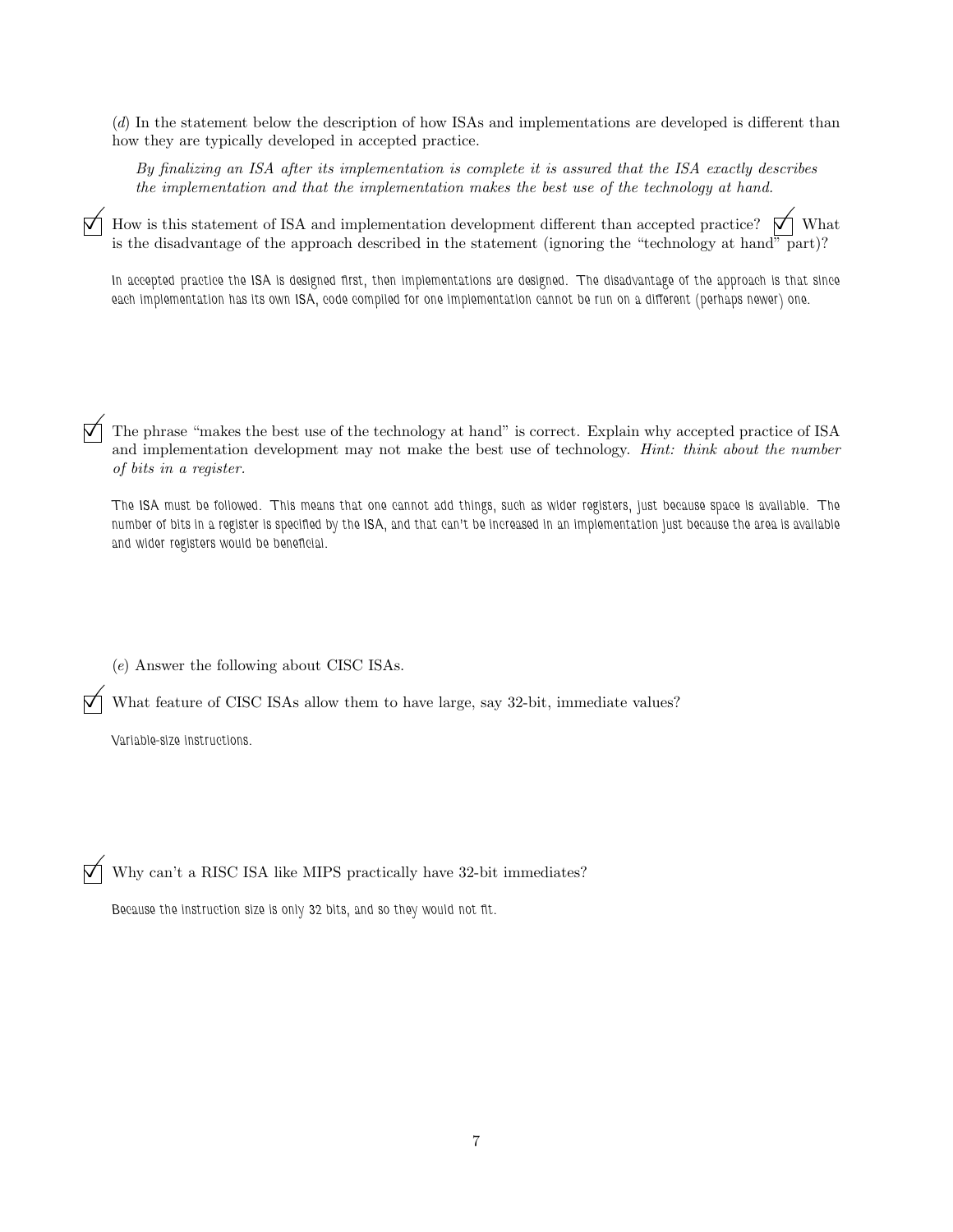(*d*) In the statement below the description of how ISAs and implementations are developed is different than how they are typically developed in accepted practice.

> *By finalizing an ISA after its implementation is complete it is assured that the ISA exactly describes the implementation and that the implementation makes the best use of the technology at hand.*

☑ How is this statement of ISA and implementation development different than accepted practice? ☑ What is the disadvantage of the approach described in the statement (ignoring the "technology at hand" part)?

In accepted practice the ISA is designed first, then implementations are designed. The disadvantage of the approach is that since each implementation has its own ISA, code compiled for one implementation cannot be run on a different (perhaps newer) one.

☑ The phrase "makes the best use of the technology at hand" is correct. Explain why accepted practice of ISA and implementation development may not make the best use of technology. *Hint: think about the number of bits in a register.*

The ISA must be followed. This means that one cannot add things, such as wider registers, just because space is available. The number of bits in a register is specified by the ISA, and that can't be increased in an implementation just because the area is available and wider registers would be beneficial.

(*e*) Answer the following about CISC ISAs.

☑ What feature of CISC ISAs allow them to have large, say 32-bit, immediate values?

Variable-size instructions.

☑ Why can't a RISC ISA like MIPS practically have 32-bit immediates?

Because the instruction size is only 32 bits, and so they would not fit.